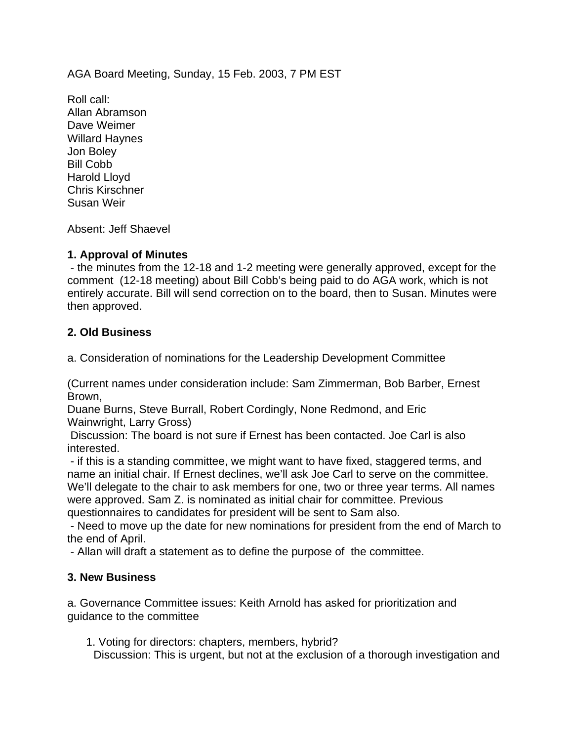AGA Board Meeting, Sunday, 15 Feb. 2003, 7 PM EST

Roll call:
Allan Abramson
Dave Weimer
Willard Haynes
Jon Boley
Bill Cobb
Harold Lloyd
Chris Kirschner
Susan Weir

Absent: Jeff Shaevel

**1. Approval of Minutes**

- the minutes from the 12-18 and 1-2 meeting were generally approved, except for the comment (12-18 meeting) about Bill Cobb's being paid to do AGA work, which is not entirely accurate. Bill will send correction on to the board, then to Susan. Minutes were then approved.

**2. Old Business**

a. Consideration of nominations for the Leadership Development Committee

(Current names under consideration include: Sam Zimmerman, Bob Barber, Ernest Brown, Duane Burns, Steve Burrall, Robert Cordingly, None Redmond, and Eric Wainwright, Larry Gross)

Discussion: The board is not sure if Ernest has been contacted. Joe Carl is also interested.

- if this is a standing committee, we might want to have fixed, staggered terms, and name an initial chair. If Ernest declines, we'll ask Joe Carl to serve on the committee. We'll delegate to the chair to ask members for one, two or three year terms. All names were approved. Sam Z. is nominated as initial chair for committee. Previous questionnaires to candidates for president will be sent to Sam also.
- Need to move up the date for new nominations for president from the end of March to the end of April.
- Allan will draft a statement as to define the purpose of the committee.

**3. New Business**

a. Governance Committee issues: Keith Arnold has asked for prioritization and guidance to the committee

1. Voting for directors: chapters, members, hybrid?
   Discussion: This is urgent, but not at the exclusion of a thorough investigation and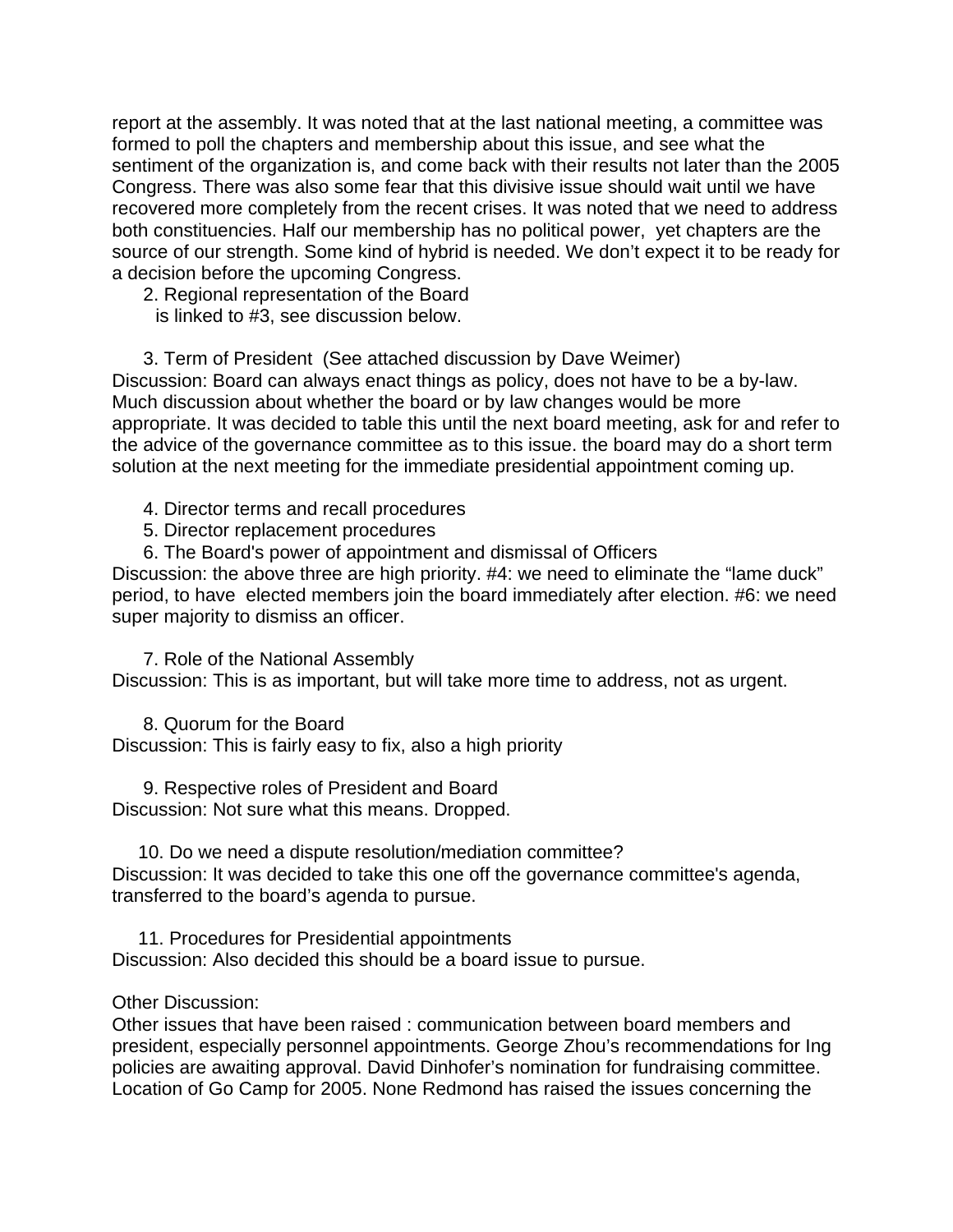report at the assembly. It was noted that at the last national meeting, a committee was formed to poll the chapters and membership about this issue, and see what the sentiment of the organization is, and come back with their results not later than the 2005 Congress. There was also some fear that this divisive issue should wait until we have recovered more completely from the recent crises. It was noted that we need to address both constituencies. Half our membership has no political power, yet chapters are the source of our strength. Some kind of hybrid is needed. We don't expect it to be ready for a decision before the upcoming Congress.

2. Regional representation of the Board
   is linked to #3, see discussion below.

3. Term of President (See attached discussion by Dave Weimer)

Discussion: Board can always enact things as policy, does not have to be a by-law. Much discussion about whether the board or by law changes would be more appropriate. It was decided to table this until the next board meeting, ask for and refer to the advice of the governance committee as to this issue. the board may do a short term solution at the next meeting for the immediate presidential appointment coming up.

4. Director terms and recall procedures
5. Director replacement procedures
6. The Board's power of appointment and dismissal of Officers

Discussion: the above three are high priority. #4: we need to eliminate the "lame duck" period, to have elected members join the board immediately after election. #6: we need super majority to dismiss an officer.

7. Role of the National Assembly

Discussion: This is as important, but will take more time to address, not as urgent.

8. Quorum for the Board

Discussion: This is fairly easy to fix, also a high priority

9. Respective roles of President and Board

Discussion: Not sure what this means. Dropped.

10. Do we need a dispute resolution/mediation committee?

Discussion: It was decided to take this one off the governance committee's agenda, transferred to the board's agenda to pursue.

11. Procedures for Presidential appointments

Discussion: Also decided this should be a board issue to pursue.

Other Discussion:

Other issues that have been raised : communication between board members and president, especially personnel appointments. George Zhou's recommendations for Ing policies are awaiting approval. David Dinhofer's nomination for fundraising committee. Location of Go Camp for 2005. None Redmond has raised the issues concerning the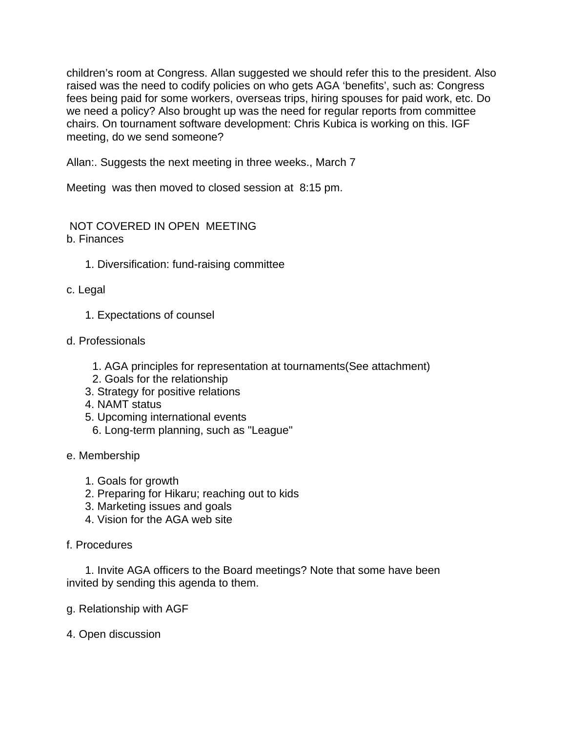children's room at Congress. Allan suggested we should refer this to the president. Also raised was the need to codify policies on who gets AGA 'benefits', such as: Congress fees being paid for some workers, overseas trips, hiring spouses for paid work, etc. Do we need a policy? Also brought up was the need for regular reports from committee chairs. On tournament software development: Chris Kubica is working on this. IGF meeting, do we send someone?

Allan:. Suggests the next meeting in three weeks., March 7

Meeting was then moved to closed session at 8:15 pm.

NOT COVERED IN OPEN MEETING

b. Finances

1. Diversification: fund-raising committee

c. Legal

1. Expectations of counsel

d. Professionals

1. AGA principles for representation at tournaments(See attachment)
2. Goals for the relationship
3. Strategy for positive relations
4. NAMT status
5. Upcoming international events
6. Long-term planning, such as "League"

e. Membership

1. Goals for growth
2. Preparing for Hikaru; reaching out to kids
3. Marketing issues and goals
4. Vision for the AGA web site

f. Procedures

1. Invite AGA officers to the Board meetings? Note that some have been invited by sending this agenda to them.

g. Relationship with AGF

4. Open discussion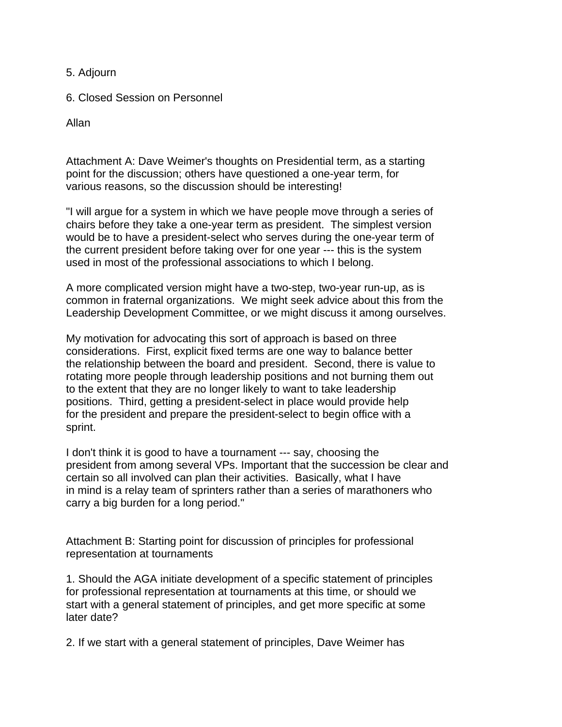5. Adjourn

6. Closed Session on Personnel

Allan

Attachment A: Dave Weimer's thoughts on Presidential term, as a starting point for the discussion; others have questioned a one-year term, for various reasons, so the discussion should be interesting!

"I will argue for a system in which we have people move through a series of chairs before they take a one-year term as president. The simplest version would be to have a president-select who serves during the one-year term of the current president before taking over for one year --- this is the system used in most of the professional associations to which I belong.

A more complicated version might have a two-step, two-year run-up, as is common in fraternal organizations. We might seek advice about this from the Leadership Development Committee, or we might discuss it among ourselves.

My motivation for advocating this sort of approach is based on three considerations. First, explicit fixed terms are one way to balance better the relationship between the board and president. Second, there is value to rotating more people through leadership positions and not burning them out to the extent that they are no longer likely to want to take leadership positions. Third, getting a president-select in place would provide help for the president and prepare the president-select to begin office with a sprint.

I don't think it is good to have a tournament --- say, choosing the president from among several VPs. Important that the succession be clear and certain so all involved can plan their activities. Basically, what I have in mind is a relay team of sprinters rather than a series of marathoners who carry a big burden for a long period."

Attachment B: Starting point for discussion of principles for professional representation at tournaments

1. Should the AGA initiate development of a specific statement of principles for professional representation at tournaments at this time, or should we start with a general statement of principles, and get more specific at some later date?

2. If we start with a general statement of principles, Dave Weimer has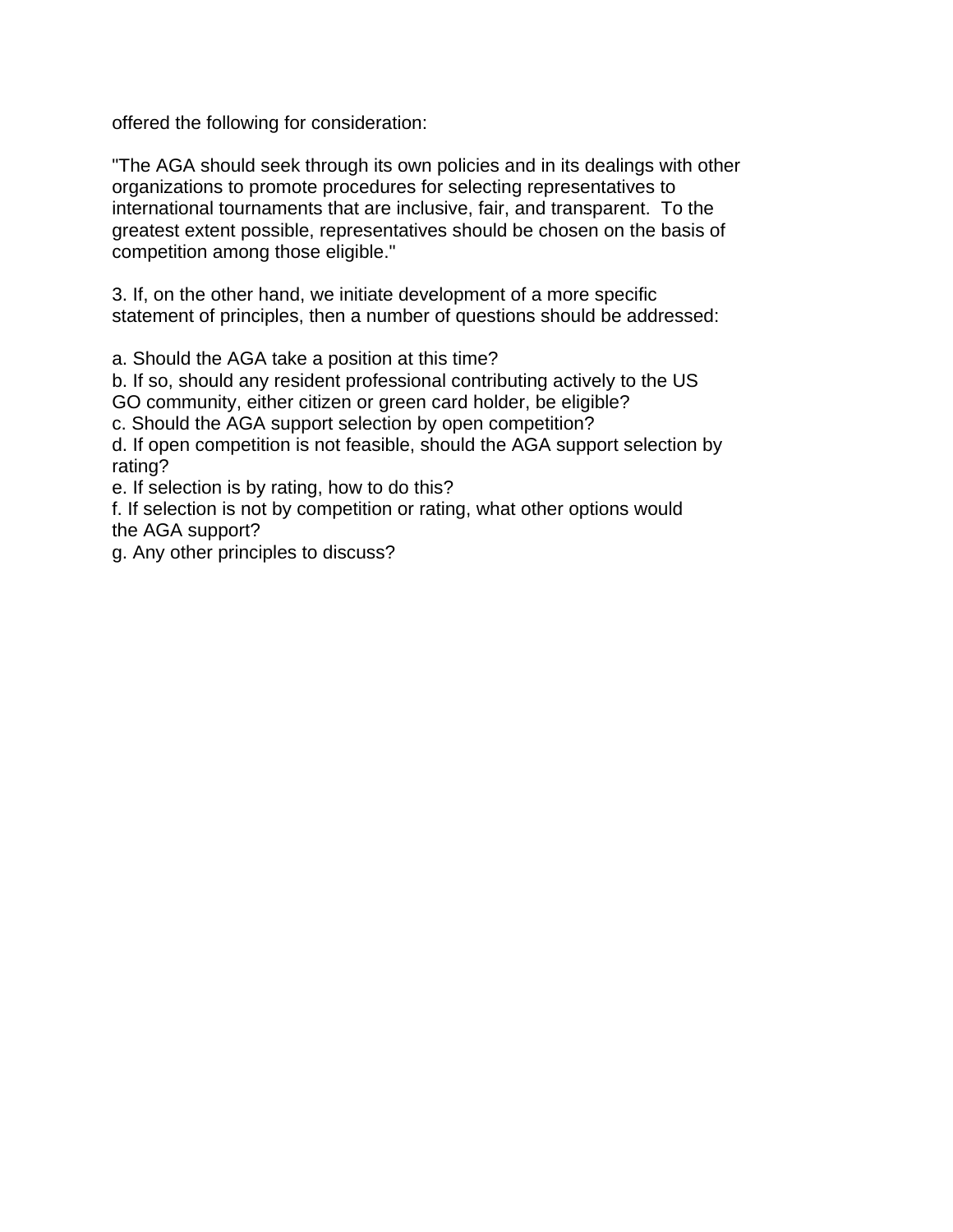offered the following for consideration:

"The AGA should seek through its own policies and in its dealings with other organizations to promote procedures for selecting representatives to international tournaments that are inclusive, fair, and transparent. To the greatest extent possible, representatives should be chosen on the basis of competition among those eligible."

3. If, on the other hand, we initiate development of a more specific statement of principles, then a number of questions should be addressed:

a. Should the AGA take a position at this time?
b. If so, should any resident professional contributing actively to the US GO community, either citizen or green card holder, be eligible?
c. Should the AGA support selection by open competition?
d. If open competition is not feasible, should the AGA support selection by rating?
e. If selection is by rating, how to do this?
f. If selection is not by competition or rating, what other options would the AGA support?
g. Any other principles to discuss?